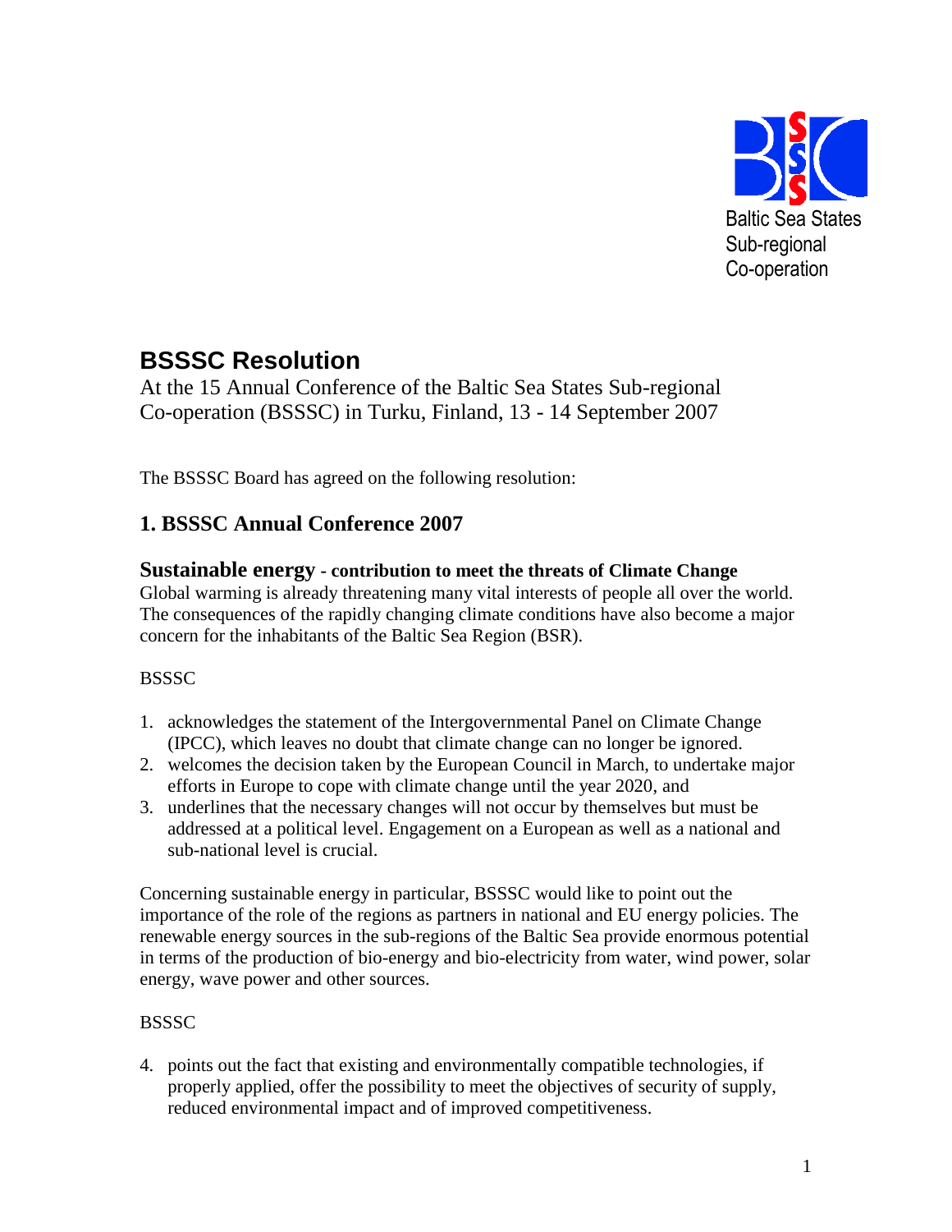Baltic Sea States Sub-regional Co-operation

# BSSSC Resolution

At the 15 Annual Conference of the Baltic Sea States Sub-regional Co-operation (BSSSC) in Turku, Finland, 13 - 14 September 2007

The BSSSC Board has agreed on the following resolution:

## 1. BSSSC Annual Conference 2007

### Sustainable energy - contribution to meet the threats of Climate Change

Global warming is already threatening many vital interests of people all over the world. The consequences of the rapidly changing climate conditions have also become a major concern for the inhabitants of the Baltic Sea Region (BSR).

BSSSC

1. acknowledges the statement of the Intergovernmental Panel on Climate Change (IPCC), which leaves no doubt that climate change can no longer be ignored.
2. welcomes the decision taken by the European Council in March, to undertake major efforts in Europe to cope with climate change until the year 2020, and
3. underlines that the necessary changes will not occur by themselves but must be addressed at a political level. Engagement on a European as well as a national and sub-national level is crucial.

Concerning sustainable energy in particular, BSSSC would like to point out the importance of the role of the regions as partners in national and EU energy policies. The renewable energy sources in the sub-regions of the Baltic Sea provide enormous potential in terms of the production of bio-energy and bio-electricity from water, wind power, solar energy, wave power and other sources.

BSSSC

4. points out the fact that existing and environmentally compatible technologies, if properly applied, offer the possibility to meet the objectives of security of supply, reduced environmental impact and of improved competitiveness.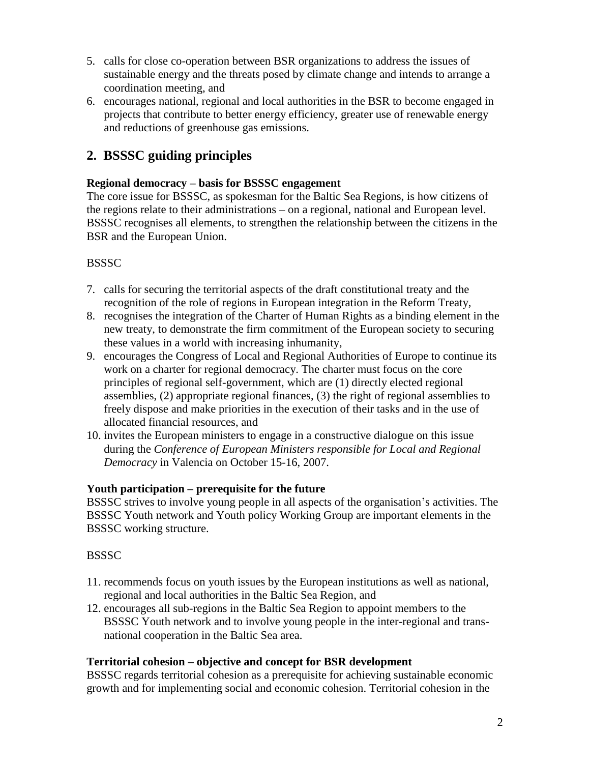5. calls for close co-operation between BSR organizations to address the issues of sustainable energy and the threats posed by climate change and intends to arrange a coordination meeting, and
6. encourages national, regional and local authorities in the BSR to become engaged in projects that contribute to better energy efficiency, greater use of renewable energy and reductions of greenhouse gas emissions.

## 2. BSSSC guiding principles

**Regional democracy – basis for BSSSC engagement**

The core issue for BSSSC, as spokesman for the Baltic Sea Regions, is how citizens of the regions relate to their administrations – on a regional, national and European level. BSSSC recognises all elements, to strengthen the relationship between the citizens in the BSR and the European Union.

BSSSC

7. calls for securing the territorial aspects of the draft constitutional treaty and the recognition of the role of regions in European integration in the Reform Treaty,
8. recognises the integration of the Charter of Human Rights as a binding element in the new treaty, to demonstrate the firm commitment of the European society to securing these values in a world with increasing inhumanity,
9. encourages the Congress of Local and Regional Authorities of Europe to continue its work on a charter for regional democracy. The charter must focus on the core principles of regional self-government, which are (1) directly elected regional assemblies, (2) appropriate regional finances, (3) the right of regional assemblies to freely dispose and make priorities in the execution of their tasks and in the use of allocated financial resources, and
10. invites the European ministers to engage in a constructive dialogue on this issue during the *Conference of European Ministers responsible for Local and Regional Democracy* in Valencia on October 15-16, 2007.

**Youth participation – prerequisite for the future**

BSSSC strives to involve young people in all aspects of the organisation's activities. The BSSSC Youth network and Youth policy Working Group are important elements in the BSSSC working structure.

BSSSC

11. recommends focus on youth issues by the European institutions as well as national, regional and local authorities in the Baltic Sea Region, and
12. encourages all sub-regions in the Baltic Sea Region to appoint members to the BSSSC Youth network and to involve young people in the inter-regional and trans-national cooperation in the Baltic Sea area.

**Territorial cohesion – objective and concept for BSR development**

BSSSC regards territorial cohesion as a prerequisite for achieving sustainable economic growth and for implementing social and economic cohesion. Territorial cohesion in the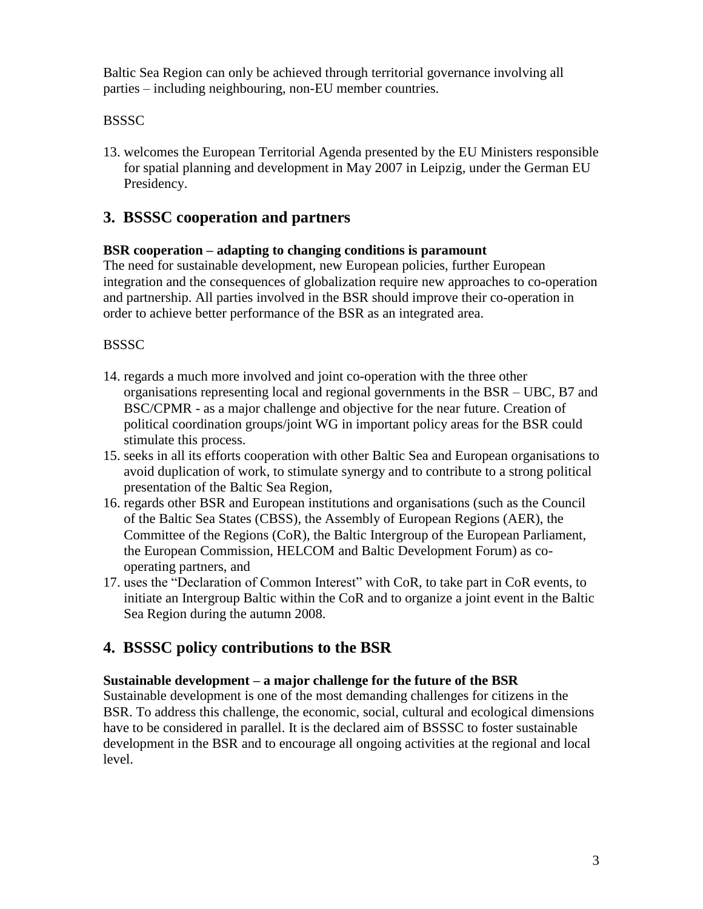Baltic Sea Region can only be achieved through territorial governance involving all parties – including neighbouring, non-EU member countries.

BSSSC

13. welcomes the European Territorial Agenda presented by the EU Ministers responsible for spatial planning and development in May 2007 in Leipzig, under the German EU Presidency.

## 3. BSSSC cooperation and partners

**BSR cooperation – adapting to changing conditions is paramount**

The need for sustainable development, new European policies, further European integration and the consequences of globalization require new approaches to co-operation and partnership. All parties involved in the BSR should improve their co-operation in order to achieve better performance of the BSR as an integrated area.

BSSSC

14. regards a much more involved and joint co-operation with the three other organisations representing local and regional governments in the BSR – UBC, B7 and BSC/CPMR - as a major challenge and objective for the near future. Creation of political coordination groups/joint WG in important policy areas for the BSR could stimulate this process.
15. seeks in all its efforts cooperation with other Baltic Sea and European organisations to avoid duplication of work, to stimulate synergy and to contribute to a strong political presentation of the Baltic Sea Region,
16. regards other BSR and European institutions and organisations (such as the Council of the Baltic Sea States (CBSS), the Assembly of European Regions (AER), the Committee of the Regions (CoR), the Baltic Intergroup of the European Parliament, the European Commission, HELCOM and Baltic Development Forum) as co-operating partners, and
17. uses the "Declaration of Common Interest" with CoR, to take part in CoR events, to initiate an Intergroup Baltic within the CoR and to organize a joint event in the Baltic Sea Region during the autumn 2008.

## 4. BSSSC policy contributions to the BSR

**Sustainable development – a major challenge for the future of the BSR**

Sustainable development is one of the most demanding challenges for citizens in the BSR. To address this challenge, the economic, social, cultural and ecological dimensions have to be considered in parallel. It is the declared aim of BSSSC to foster sustainable development in the BSR and to encourage all ongoing activities at the regional and local level.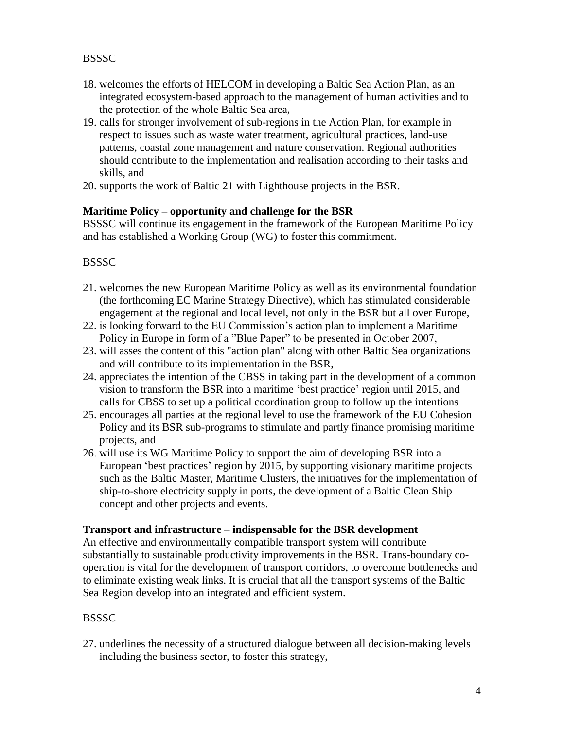BSSSC

18. welcomes the efforts of HELCOM in developing a Baltic Sea Action Plan, as an integrated ecosystem-based approach to the management of human activities and to the protection of the whole Baltic Sea area,
19. calls for stronger involvement of sub-regions in the Action Plan, for example in respect to issues such as waste water treatment, agricultural practices, land-use patterns, coastal zone management and nature conservation. Regional authorities should contribute to the implementation and realisation according to their tasks and skills, and
20. supports the work of Baltic 21 with Lighthouse projects in the BSR.

**Maritime Policy – opportunity and challenge for the BSR**

BSSSC will continue its engagement in the framework of the European Maritime Policy and has established a Working Group (WG) to foster this commitment.

BSSSC

21. welcomes the new European Maritime Policy as well as its environmental foundation (the forthcoming EC Marine Strategy Directive), which has stimulated considerable engagement at the regional and local level, not only in the BSR but all over Europe,
22. is looking forward to the EU Commission's action plan to implement a Maritime Policy in Europe in form of a "Blue Paper" to be presented in October 2007,
23. will asses the content of this "action plan" along with other Baltic Sea organizations and will contribute to its implementation in the BSR,
24. appreciates the intention of the CBSS in taking part in the development of a common vision to transform the BSR into a maritime 'best practice' region until 2015, and calls for CBSS to set up a political coordination group to follow up the intentions
25. encourages all parties at the regional level to use the framework of the EU Cohesion Policy and its BSR sub-programs to stimulate and partly finance promising maritime projects, and
26. will use its WG Maritime Policy to support the aim of developing BSR into a European 'best practices' region by 2015, by supporting visionary maritime projects such as the Baltic Master, Maritime Clusters, the initiatives for the implementation of ship-to-shore electricity supply in ports, the development of a Baltic Clean Ship concept and other projects and events.

**Transport and infrastructure – indispensable for the BSR development**

An effective and environmentally compatible transport system will contribute substantially to sustainable productivity improvements in the BSR. Trans-boundary co-operation is vital for the development of transport corridors, to overcome bottlenecks and to eliminate existing weak links. It is crucial that all the transport systems of the Baltic Sea Region develop into an integrated and efficient system.

BSSSC

27. underlines the necessity of a structured dialogue between all decision-making levels including the business sector, to foster this strategy,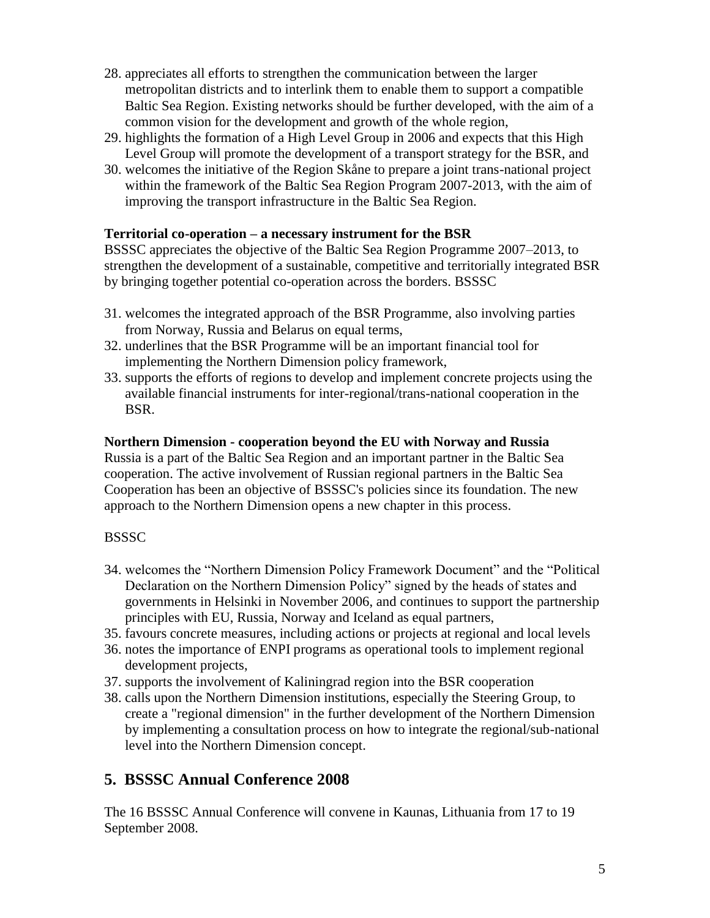28. appreciates all efforts to strengthen the communication between the larger metropolitan districts and to interlink them to enable them to support a compatible Baltic Sea Region. Existing networks should be further developed, with the aim of a common vision for the development and growth of the whole region,
29. highlights the formation of a High Level Group in 2006 and expects that this High Level Group will promote the development of a transport strategy for the BSR, and
30. welcomes the initiative of the Region Skåne to prepare a joint trans-national project within the framework of the Baltic Sea Region Program 2007-2013, with the aim of improving the transport infrastructure in the Baltic Sea Region.

**Territorial co-operation – a necessary instrument for the BSR**

BSSSC appreciates the objective of the Baltic Sea Region Programme 2007–2013, to strengthen the development of a sustainable, competitive and territorially integrated BSR by bringing together potential co-operation across the borders. BSSSC

31. welcomes the integrated approach of the BSR Programme, also involving parties from Norway, Russia and Belarus on equal terms,
32. underlines that the BSR Programme will be an important financial tool for implementing the Northern Dimension policy framework,
33. supports the efforts of regions to develop and implement concrete projects using the available financial instruments for inter-regional/trans-national cooperation in the BSR.

**Northern Dimension - cooperation beyond the EU with Norway and Russia**

Russia is a part of the Baltic Sea Region and an important partner in the Baltic Sea cooperation. The active involvement of Russian regional partners in the Baltic Sea Cooperation has been an objective of BSSSC's policies since its foundation. The new approach to the Northern Dimension opens a new chapter in this process.

BSSSC

34. welcomes the "Northern Dimension Policy Framework Document" and the "Political Declaration on the Northern Dimension Policy" signed by the heads of states and governments in Helsinki in November 2006, and continues to support the partnership principles with EU, Russia, Norway and Iceland as equal partners,
35. favours concrete measures, including actions or projects at regional and local levels
36. notes the importance of ENPI programs as operational tools to implement regional development projects,
37. supports the involvement of Kaliningrad region into the BSR cooperation
38. calls upon the Northern Dimension institutions, especially the Steering Group, to create a "regional dimension" in the further development of the Northern Dimension by implementing a consultation process on how to integrate the regional/sub-national level into the Northern Dimension concept.

## 5. BSSSC Annual Conference 2008

The 16 BSSSC Annual Conference will convene in Kaunas, Lithuania from 17 to 19 September 2008.